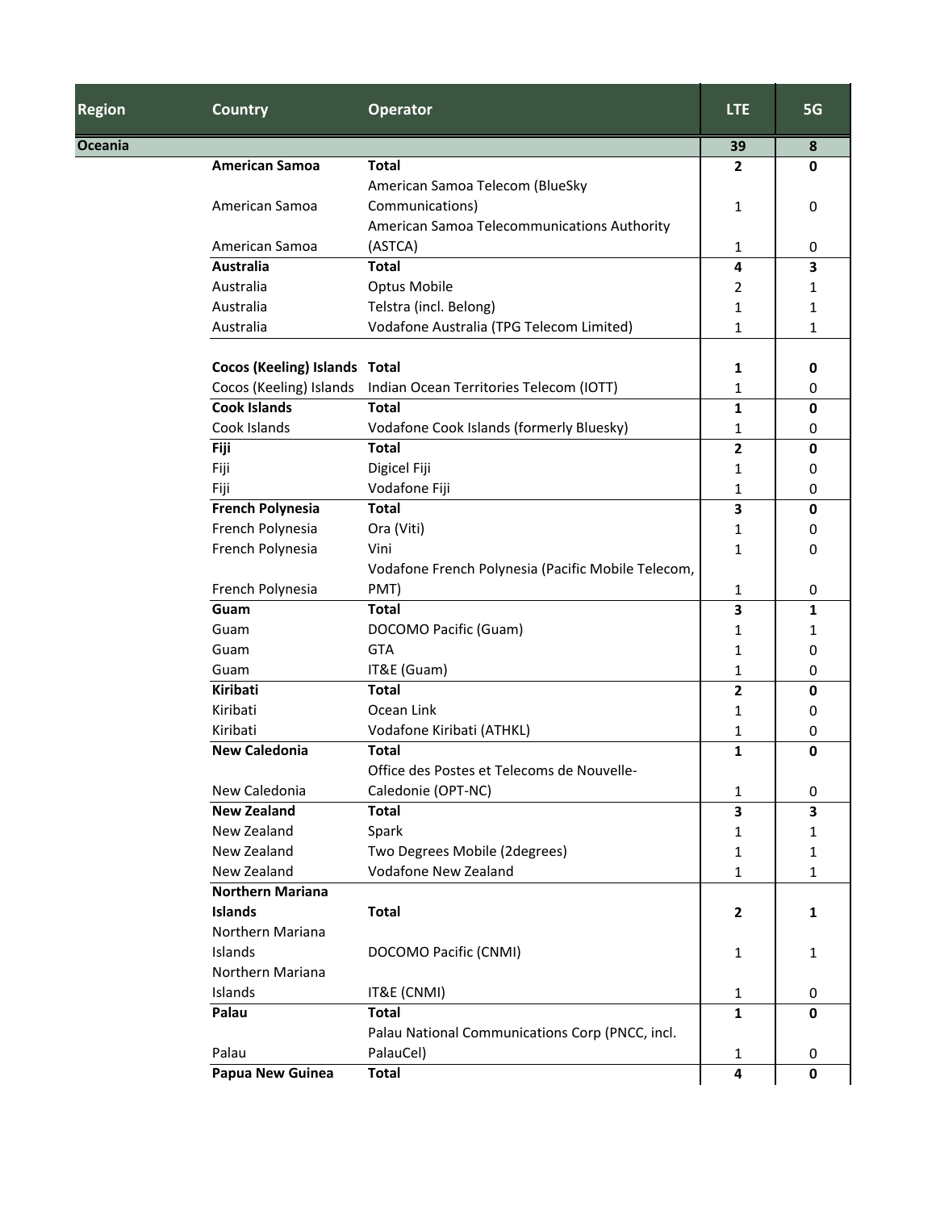| Region | Country | Operator | LTE | 5G |
|---|---|---|---|---|
| **Oceania** | | | **39** | **8** |
| | **American Samoa** | **Total** | **2** | **0** |
| | American Samoa | American Samoa Telecom (BlueSky Communications) | 1 | 0 |
| | American Samoa | American Samoa Telecommunications Authority (ASTCA) | 1 | 0 |
| | **Australia** | **Total** | **4** | **3** |
| | Australia | Optus Mobile | 2 | 1 |
| | Australia | Telstra (incl. Belong) | 1 | 1 |
| | Australia | Vodafone Australia (TPG Telecom Limited) | 1 | 1 |
| | **Cocos (Keeling) Islands** | **Total** | **1** | **0** |
| | Cocos (Keeling) Islands | Indian Ocean Territories Telecom (IOTT) | 1 | 0 |
| | **Cook Islands** | **Total** | **1** | **0** |
| | Cook Islands | Vodafone Cook Islands (formerly Bluesky) | 1 | 0 |
| | **Fiji** | **Total** | **2** | **0** |
| | Fiji | Digicel Fiji | 1 | 0 |
| | Fiji | Vodafone Fiji | 1 | 0 |
| | **French Polynesia** | **Total** | **3** | **0** |
| | French Polynesia | Ora (Viti) | 1 | 0 |
| | French Polynesia | Vini | 1 | 0 |
| | French Polynesia | Vodafone French Polynesia (Pacific Mobile Telecom, PMT) | 1 | 0 |
| | **Guam** | **Total** | **3** | **1** |
| | Guam | DOCOMO Pacific (Guam) | 1 | 1 |
| | Guam | GTA | 1 | 0 |
| | Guam | IT&E (Guam) | 1 | 0 |
| | **Kiribati** | **Total** | **2** | **0** |
| | Kiribati | Ocean Link | 1 | 0 |
| | Kiribati | Vodafone Kiribati (ATHKL) | 1 | 0 |
| | **New Caledonia** | **Total** | **1** | **0** |
| | New Caledonia | Office des Postes et Telecoms de Nouvelle-Caledonie (OPT-NC) | 1 | 0 |
| | **New Zealand** | **Total** | **3** | **3** |
| | New Zealand | Spark | 1 | 1 |
| | New Zealand | Two Degrees Mobile (2degrees) | 1 | 1 |
| | New Zealand | Vodafone New Zealand | 1 | 1 |
| | **Northern Mariana Islands** | **Total** | **2** | **1** |
| | Northern Mariana Islands | DOCOMO Pacific (CNMI) | 1 | 1 |
| | Northern Mariana Islands | IT&E (CNMI) | 1 | 0 |
| | **Palau** | **Total** | **1** | **0** |
| | Palau | Palau National Communications Corp (PNCC, incl. PalauCel) | 1 | 0 |
| | **Papua New Guinea** | **Total** | **4** | **0** |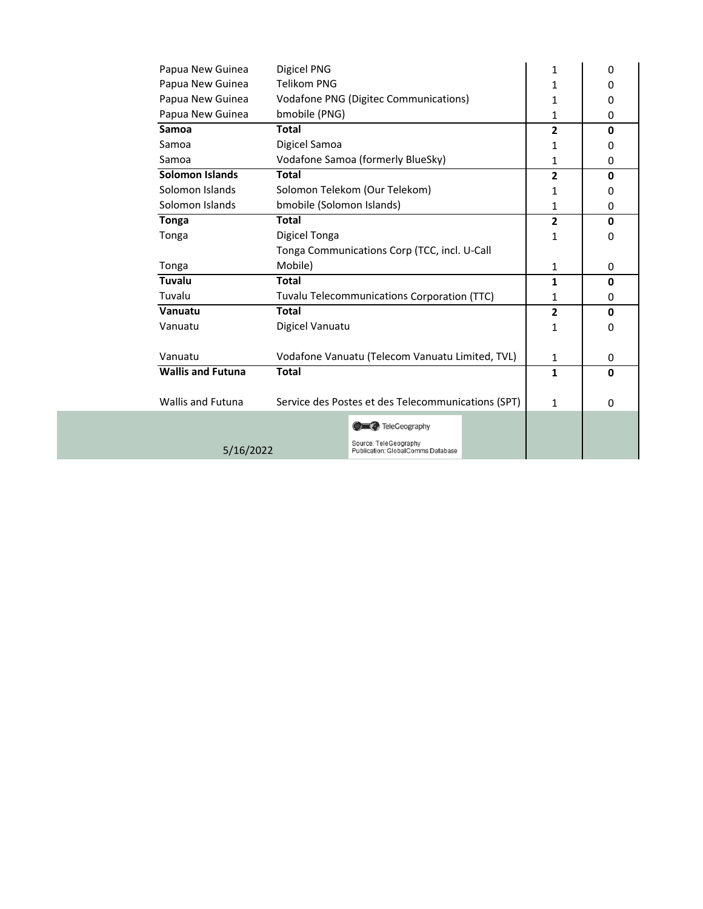| | | | |
|---|---|---|---|
| Papua New Guinea | Digicel PNG | 1 | 0 |
| Papua New Guinea | Telikom PNG | 1 | 0 |
| Papua New Guinea | Vodafone PNG (Digitec Communications) | 1 | 0 |
| Papua New Guinea | bmobile (PNG) | 1 | 0 |
| **Samoa** | **Total** | **2** | **0** |
| Samoa | Digicel Samoa | 1 | 0 |
| Samoa | Vodafone Samoa (formerly BlueSky) | 1 | 0 |
| **Solomon Islands** | **Total** | **2** | **0** |
| Solomon Islands | Solomon Telekom (Our Telekom) | 1 | 0 |
| Solomon Islands | bmobile (Solomon Islands) | 1 | 0 |
| **Tonga** | **Total** | **2** | **0** |
| Tonga | Digicel Tonga | 1 | 0 |
| Tonga | Tonga Communications Corp (TCC, incl. U-Call Mobile) | 1 | 0 |
| **Tuvalu** | **Total** | **1** | **0** |
| Tuvalu | Tuvalu Telecommunications Corporation (TTC) | 1 | 0 |
| **Vanuatu** | **Total** | **2** | **0** |
| Vanuatu | Digicel Vanuatu | 1 | 0 |
| Vanuatu | Vodafone Vanuatu (Telecom Vanuatu Limited, TVL) | 1 | 0 |
| **Wallis and Futuna** | **Total** | **1** | **0** |
| Wallis and Futuna | Service des Postes et des Telecommunications (SPT) | 1 | 0 |

5/16/2022

TeleGeography

Source: TeleGeography
Publication: GlobalComms Database